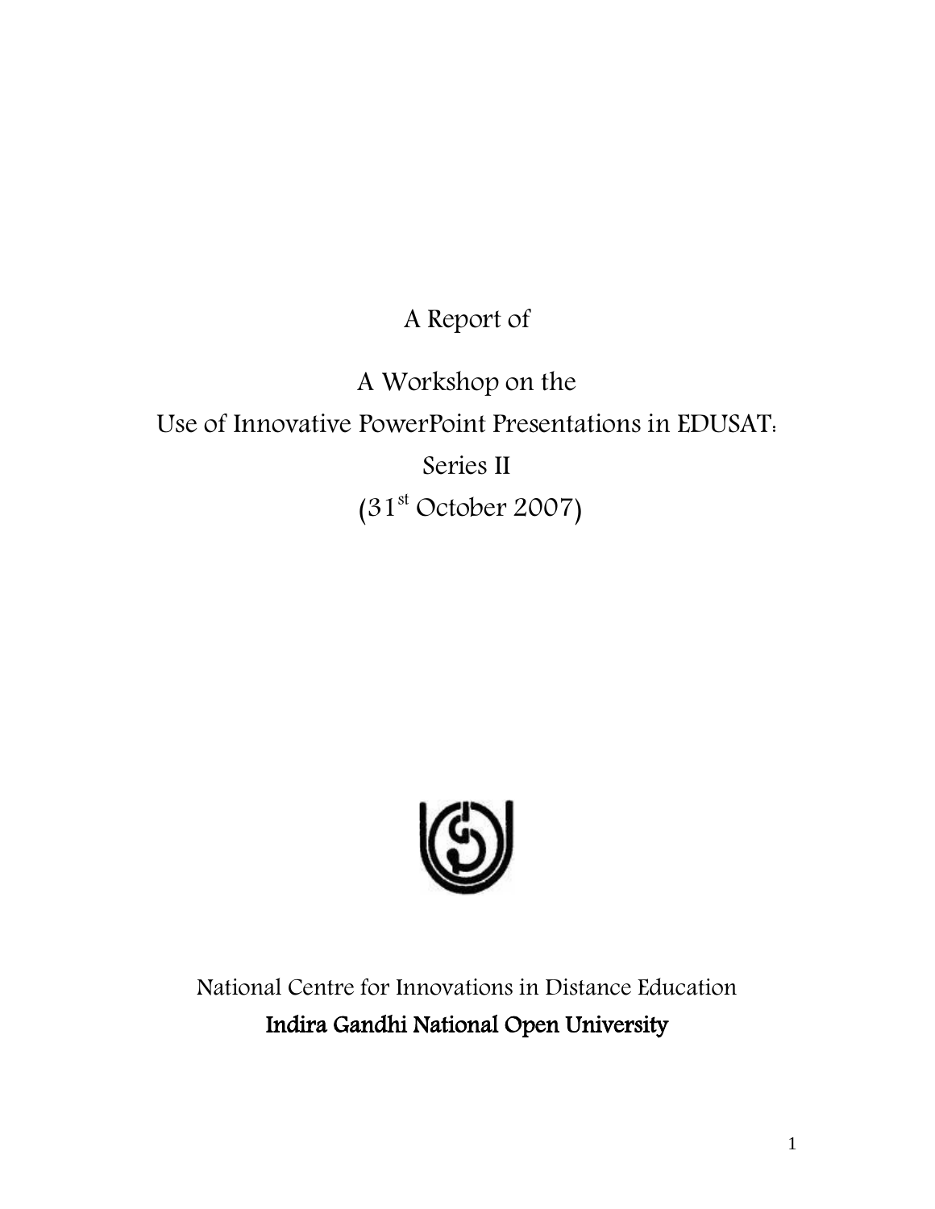# A Report of

# A Workshop on the Use of Innovative PowerPoint Presentations in EDUSAT: Series II

(31st October 2007)

National Centre for Innovations in Distance Education

**Indira Gandhi National Open University**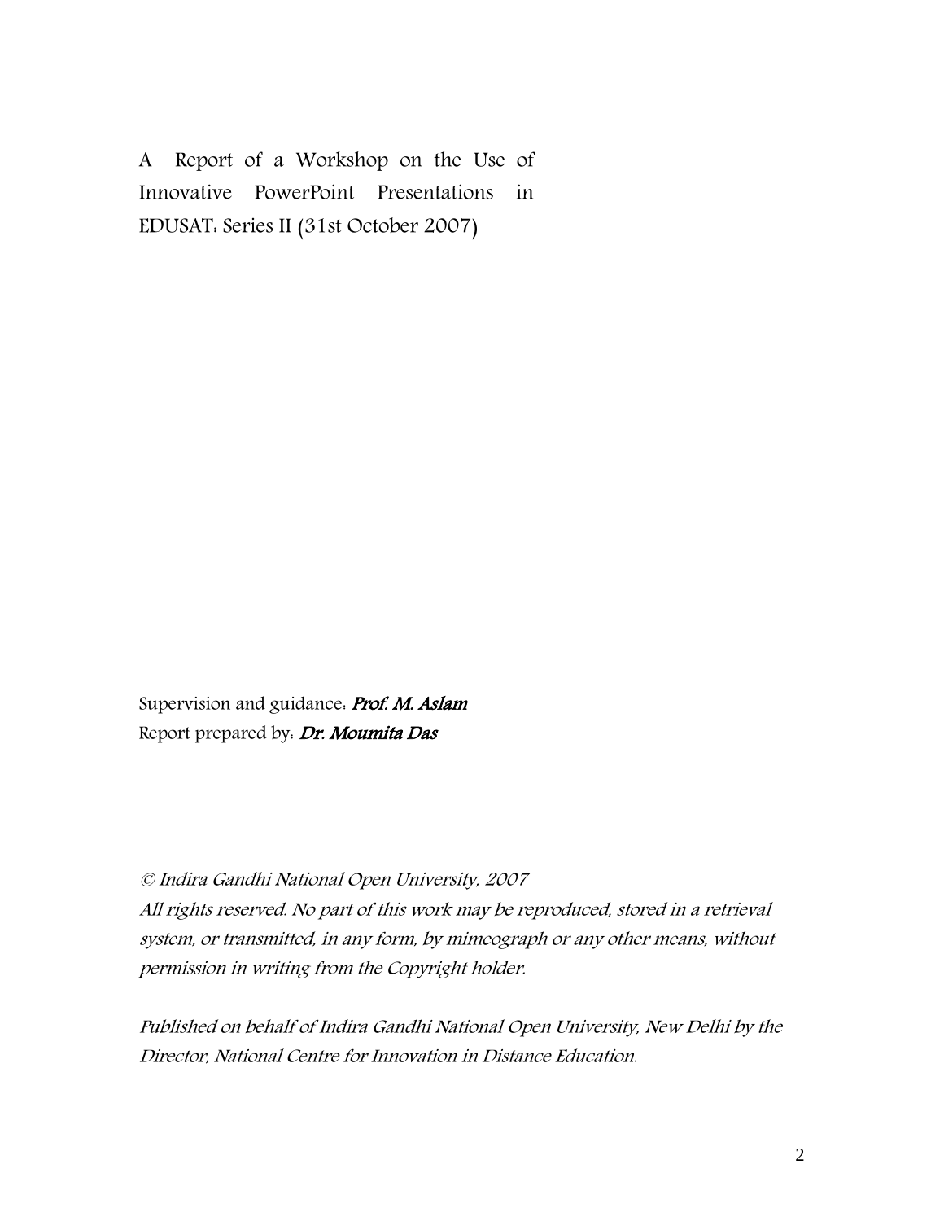# A Report of a Workshop on the Use of Innovative PowerPoint Presentations in EDUSAT: Series II (31st October 2007)

Supervision and guidance: ***Prof. M. Aslam***
Report prepared by: ***Dr. Moumita Das***

*© Indira Gandhi National Open University, 2007*
*All rights reserved. No part of this work may be reproduced, stored in a retrieval system, or transmitted, in any form, by mimeograph or any other means, without permission in writing from the Copyright holder.*

*Published on behalf of Indira Gandhi National Open University, New Delhi by the Director, National Centre for Innovation in Distance Education.*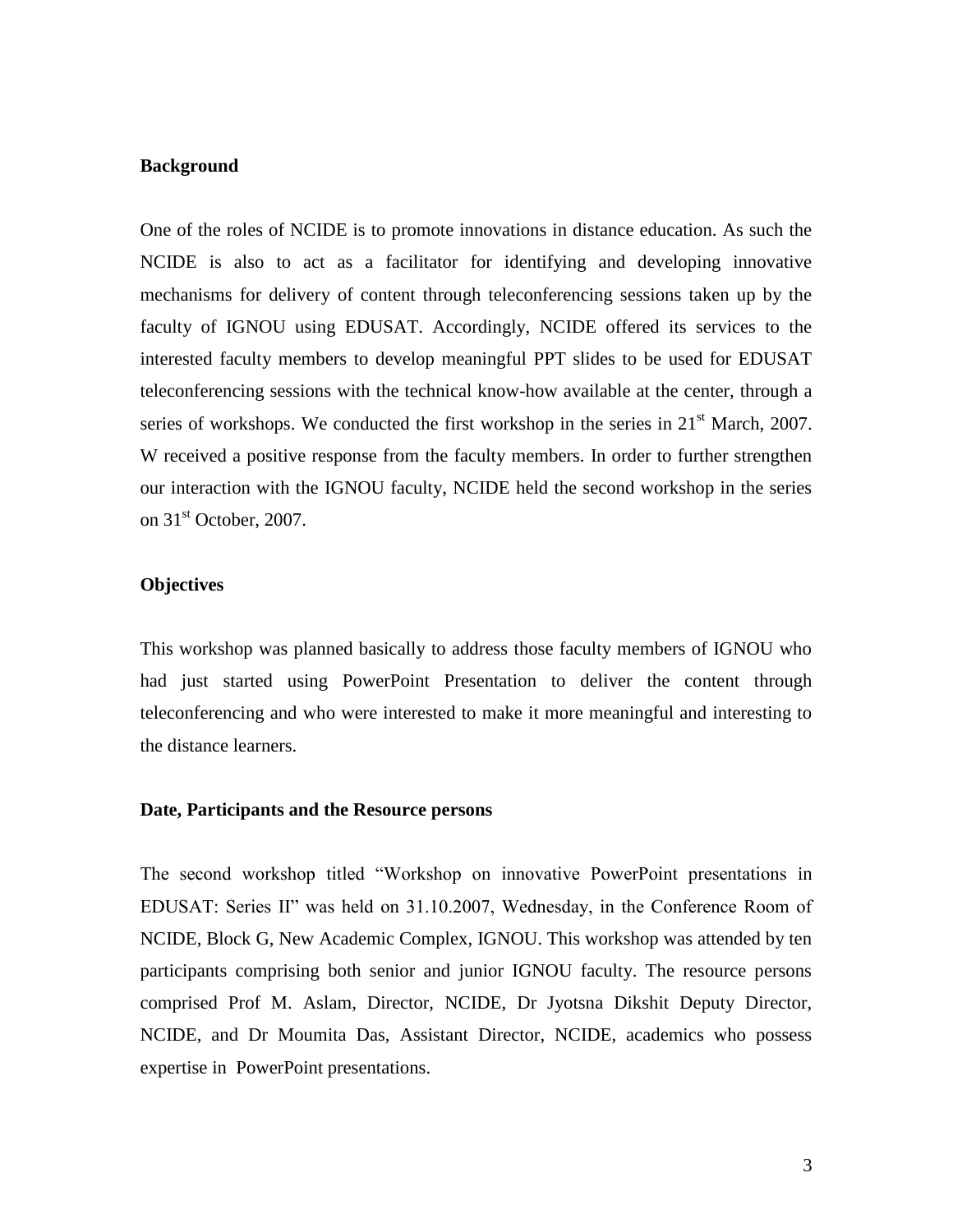**Background**

One of the roles of NCIDE is to promote innovations in distance education. As such the NCIDE is also to act as a facilitator for identifying and developing innovative mechanisms for delivery of content through teleconferencing sessions taken up by the faculty of IGNOU using EDUSAT. Accordingly, NCIDE offered its services to the interested faculty members to develop meaningful PPT slides to be used for EDUSAT teleconferencing sessions with the technical know-how available at the center, through a series of workshops. We conducted the first workshop in the series in 21st March, 2007. W received a positive response from the faculty members. In order to further strengthen our interaction with the IGNOU faculty, NCIDE held the second workshop in the series on 31st October, 2007.

**Objectives**

This workshop was planned basically to address those faculty members of IGNOU who had just started using PowerPoint Presentation to deliver the content through teleconferencing and who were interested to make it more meaningful and interesting to the distance learners.

**Date, Participants and the Resource persons**

The second workshop titled "Workshop on innovative PowerPoint presentations in EDUSAT: Series II" was held on 31.10.2007, Wednesday, in the Conference Room of NCIDE, Block G, New Academic Complex, IGNOU. This workshop was attended by ten participants comprising both senior and junior IGNOU faculty. The resource persons comprised Prof M. Aslam, Director, NCIDE, Dr Jyotsna Dikshit Deputy Director, NCIDE, and Dr Moumita Das, Assistant Director, NCIDE, academics who possess expertise in PowerPoint presentations.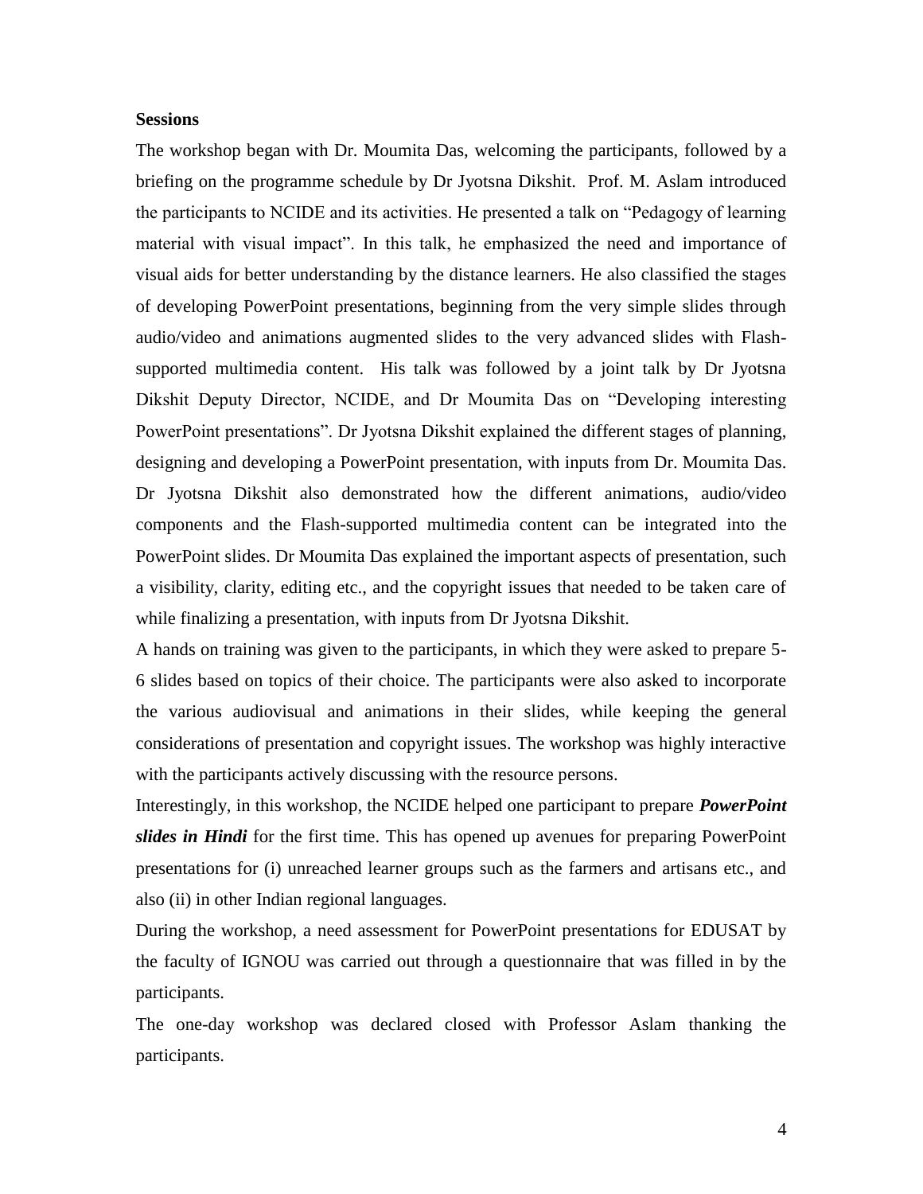**Sessions**

The workshop began with Dr. Moumita Das, welcoming the participants, followed by a briefing on the programme schedule by Dr Jyotsna Dikshit. Prof. M. Aslam introduced the participants to NCIDE and its activities. He presented a talk on "Pedagogy of learning material with visual impact". In this talk, he emphasized the need and importance of visual aids for better understanding by the distance learners. He also classified the stages of developing PowerPoint presentations, beginning from the very simple slides through audio/video and animations augmented slides to the very advanced slides with Flash-supported multimedia content. His talk was followed by a joint talk by Dr Jyotsna Dikshit Deputy Director, NCIDE, and Dr Moumita Das on "Developing interesting PowerPoint presentations". Dr Jyotsna Dikshit explained the different stages of planning, designing and developing a PowerPoint presentation, with inputs from Dr. Moumita Das. Dr Jyotsna Dikshit also demonstrated how the different animations, audio/video components and the Flash-supported multimedia content can be integrated into the PowerPoint slides. Dr Moumita Das explained the important aspects of presentation, such a visibility, clarity, editing etc., and the copyright issues that needed to be taken care of while finalizing a presentation, with inputs from Dr Jyotsna Dikshit.

A hands on training was given to the participants, in which they were asked to prepare 5-6 slides based on topics of their choice. The participants were also asked to incorporate the various audiovisual and animations in their slides, while keeping the general considerations of presentation and copyright issues. The workshop was highly interactive with the participants actively discussing with the resource persons.

Interestingly, in this workshop, the NCIDE helped one participant to prepare ***PowerPoint slides in Hindi*** for the first time. This has opened up avenues for preparing PowerPoint presentations for (i) unreached learner groups such as the farmers and artisans etc., and also (ii) in other Indian regional languages.

During the workshop, a need assessment for PowerPoint presentations for EDUSAT by the faculty of IGNOU was carried out through a questionnaire that was filled in by the participants.

The one-day workshop was declared closed with Professor Aslam thanking the participants.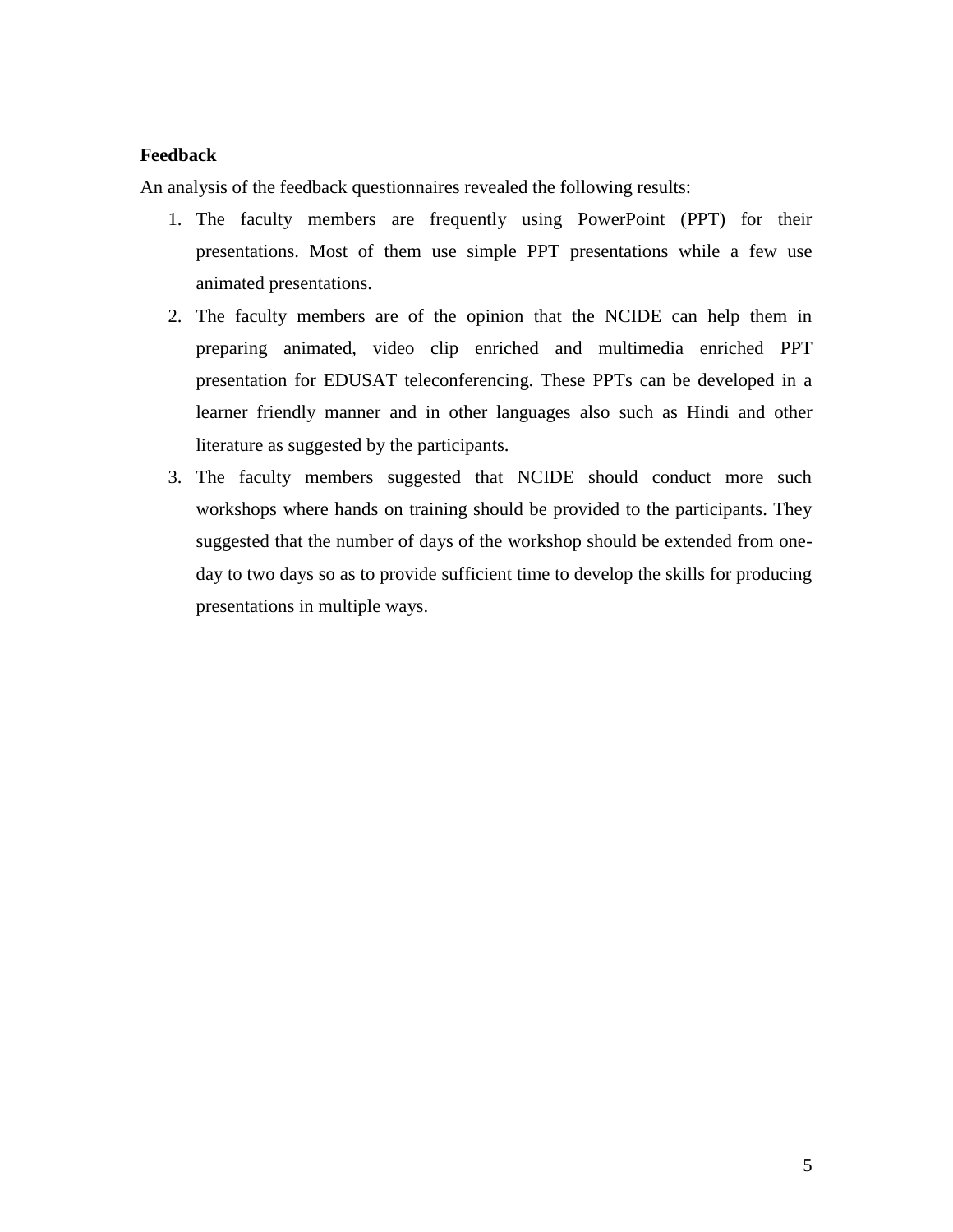**Feedback**

An analysis of the feedback questionnaires revealed the following results:

1. The faculty members are frequently using PowerPoint (PPT) for their presentations. Most of them use simple PPT presentations while a few use animated presentations.
2. The faculty members are of the opinion that the NCIDE can help them in preparing animated, video clip enriched and multimedia enriched PPT presentation for EDUSAT teleconferencing. These PPTs can be developed in a learner friendly manner and in other languages also such as Hindi and other literature as suggested by the participants.
3. The faculty members suggested that NCIDE should conduct more such workshops where hands on training should be provided to the participants. They suggested that the number of days of the workshop should be extended from one-day to two days so as to provide sufficient time to develop the skills for producing presentations in multiple ways.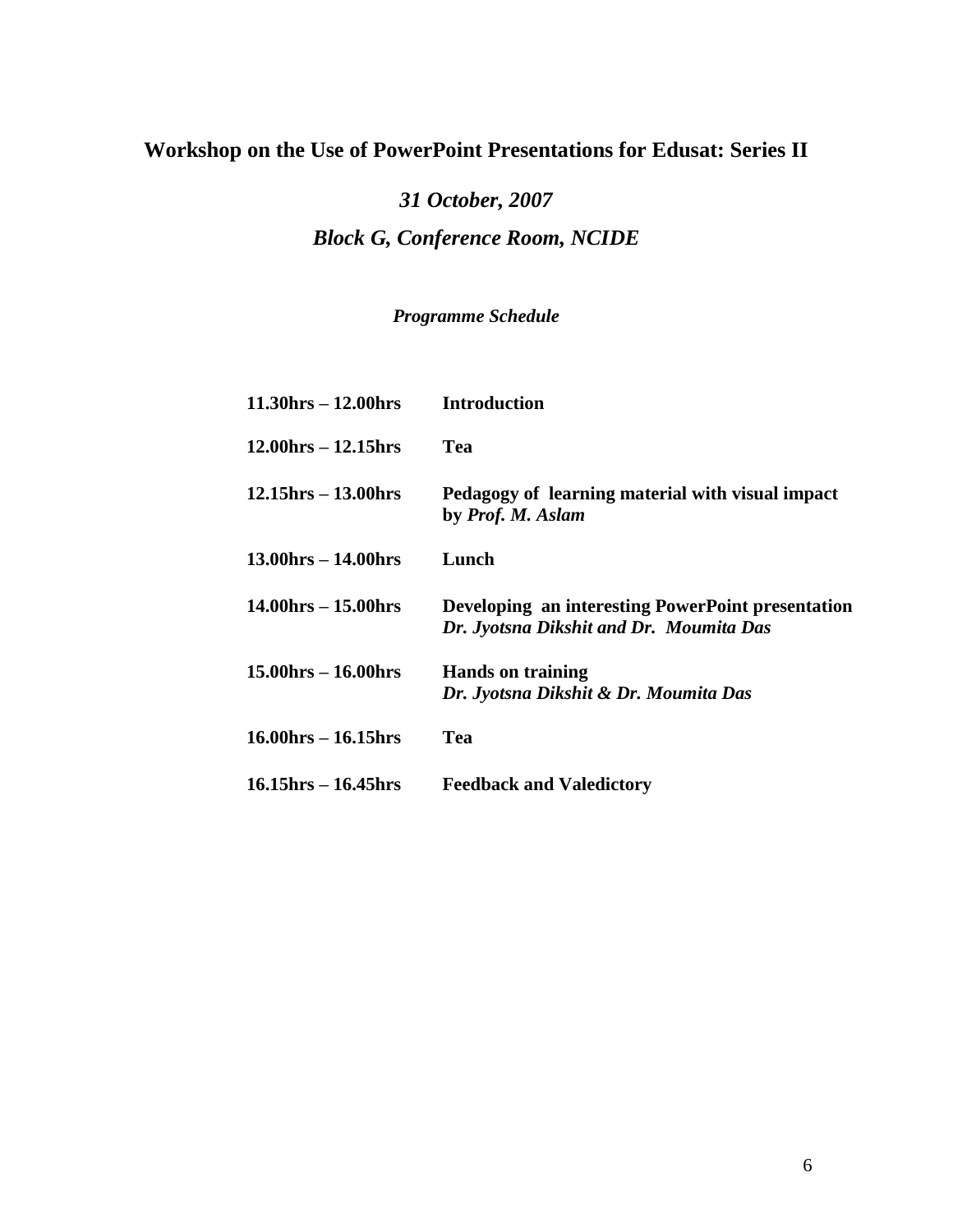# Workshop on the Use of PowerPoint Presentations for Edusat: Series II

***31 October, 2007***

***Block G, Conference Room, NCIDE***

***Programme Schedule***

| | |
|---|---|
| **11.30hrs – 12.00hrs** | **Introduction** |
| **12.00hrs – 12.15hrs** | **Tea** |
| **12.15hrs – 13.00hrs** | **Pedagogy of learning material with visual impact by *Prof. M. Aslam*** |
| **13.00hrs – 14.00hrs** | **Lunch** |
| **14.00hrs – 15.00hrs** | **Developing an interesting PowerPoint presentation** ***Dr. Jyotsna Dikshit and Dr. Moumita Das*** |
| **15.00hrs – 16.00hrs** | **Hands on training** ***Dr. Jyotsna Dikshit & Dr. Moumita Das*** |
| **16.00hrs – 16.15hrs** | **Tea** |
| **16.15hrs – 16.45hrs** | **Feedback and Valedictory** |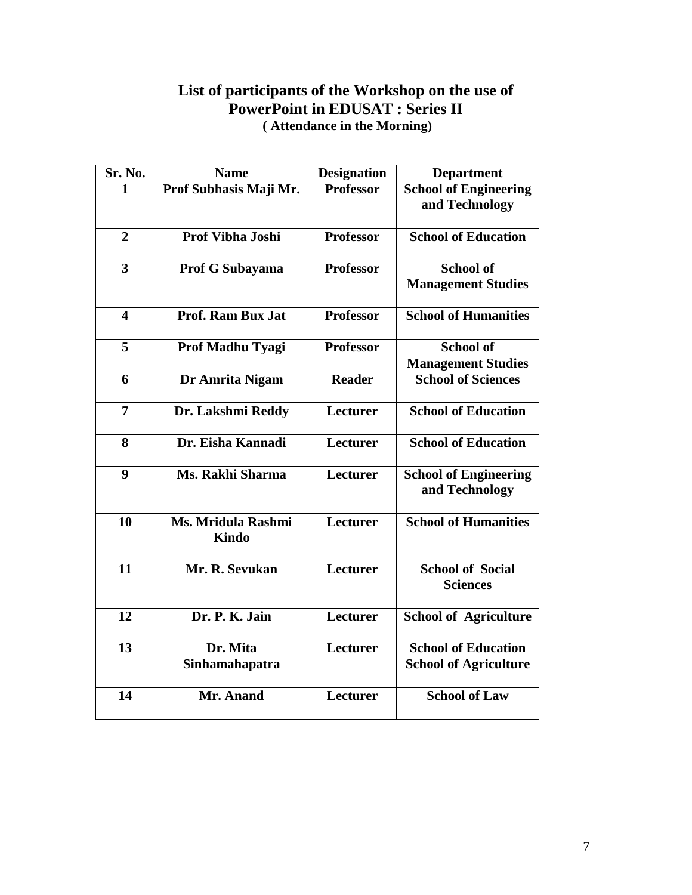# List of participants of the Workshop on the use of PowerPoint in EDUSAT : Series II

**( Attendance in the Morning)**

| Sr. No. | Name | Designation | Department |
|---|---|---|---|
| 1 | Prof Subhasis Maji Mr. | Professor | School of Engineering and Technology |
| 2 | Prof Vibha Joshi | Professor | School of Education |
| 3 | Prof G Subayama | Professor | School of Management Studies |
| 4 | Prof. Ram Bux Jat | Professor | School of Humanities |
| 5 | Prof Madhu Tyagi | Professor | School of Management Studies |
| 6 | Dr Amrita Nigam | Reader | School of Sciences |
| 7 | Dr. Lakshmi Reddy | Lecturer | School of Education |
| 8 | Dr. Eisha Kannadi | Lecturer | School of Education |
| 9 | Ms. Rakhi Sharma | Lecturer | School of Engineering and Technology |
| 10 | Ms. Mridula Rashmi Kindo | Lecturer | School of Humanities |
| 11 | Mr. R. Sevukan | Lecturer | School of Social Sciences |
| 12 | Dr. P. K. Jain | Lecturer | School of Agriculture |
| 13 | Dr. Mita Sinhamahapatra | Lecturer | School of Education School of Agriculture |
| 14 | Mr. Anand | Lecturer | School of Law |